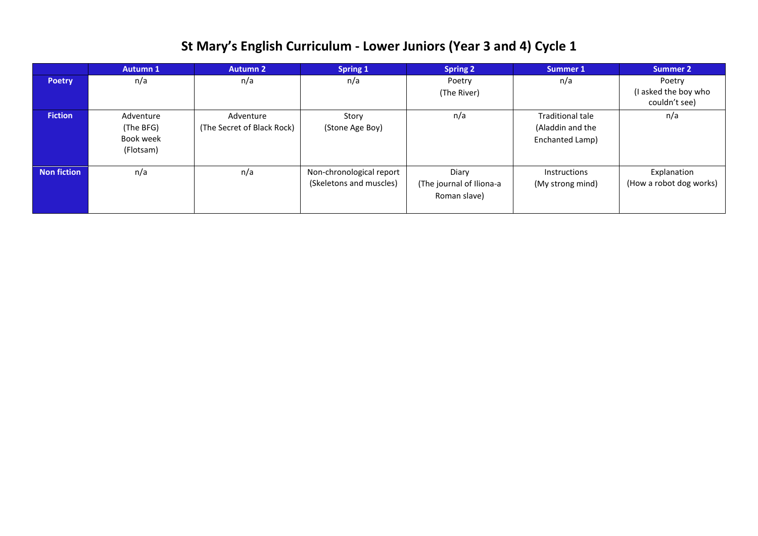# St Mary's English Curriculum - Lower Juniors (Year 3 and 4) Cycle 1

| | Autumn 1 | Autumn 2 | Spring 1 | Spring 2 | Summer 1 | Summer 2 |
|---|---|---|---|---|---|---|
| **Poetry** | n/a | n/a | n/a | Poetry (The River) | n/a | Poetry (I asked the boy who couldn't see) |
| **Fiction** | Adventure (The BFG) Book week (Flotsam) | Adventure (The Secret of Black Rock) | Story (Stone Age Boy) | n/a | Traditional tale (Aladdin and the Enchanted Lamp) | n/a |
| **Non fiction** | n/a | n/a | Non-chronological report (Skeletons and muscles) | Diary (The journal of Iliona-a Roman slave) | Instructions (My strong mind) | Explanation (How a robot dog works) |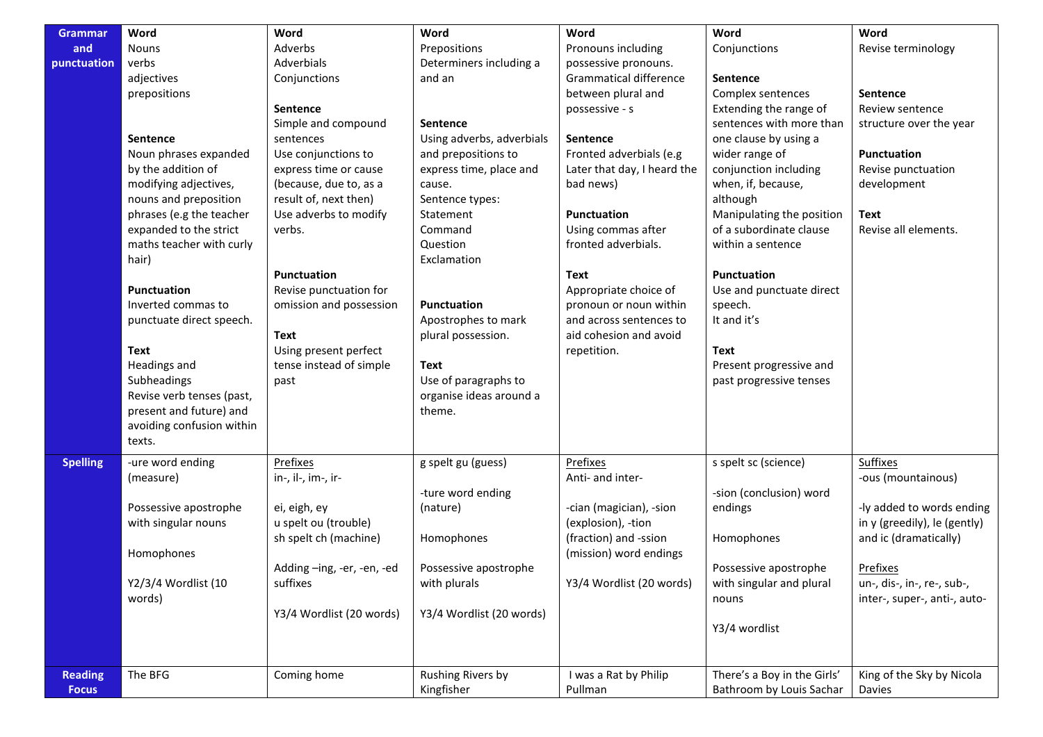| Grammar and punctuation | **Word**<br>Nouns<br>verbs<br>adjectives<br>prepositions<br><br>**Sentence**<br>Noun phrases expanded by the addition of modifying adjectives, nouns and preposition phrases (e.g the teacher expanded to the strict maths teacher with curly hair)<br><br>**Punctuation**<br>Inverted commas to punctuate direct speech.<br><br>**Text**<br>Headings and Subheadings<br>Revise verb tenses (past, present and future) and avoiding confusion within texts. | **Word**<br>Adverbs<br>Adverbials<br>Conjunctions<br><br>**Sentence**<br>Simple and compound sentences<br>Use conjunctions to express time or cause (because, due to, as a result of, next then)<br>Use adverbs to modify verbs.<br><br>**Punctuation**<br>Revise punctuation for omission and possession<br><br>**Text**<br>Using present perfect tense instead of simple past | **Word**<br>Prepositions<br>Determiners including a and an<br><br>**Sentence**<br>Using adverbs, adverbials and prepositions to express time, place and cause.<br>Sentence types:<br>Statement<br>Command<br>Question<br>Exclamation<br><br>**Punctuation**<br>Apostrophes to mark plural possession.<br><br>**Text**<br>Use of paragraphs to organise ideas around a theme. | **Word**<br>Pronouns including possessive pronouns.<br>Grammatical difference between plural and possessive - s<br><br>**Sentence**<br>Fronted adverbials (e.g Later that day, I heard the bad news)<br><br>**Punctuation**<br>Using commas after fronted adverbials.<br><br>**Text**<br>Appropriate choice of pronoun or noun within and across sentences to aid cohesion and avoid repetition. | **Word**<br>Conjunctions<br><br>**Sentence**<br>Complex sentences<br>Extending the range of sentences with more than one clause by using a wider range of conjunction including when, if, because, although<br>Manipulating the position of a subordinate clause within a sentence<br><br>**Punctuation**<br>Use and punctuate direct speech.<br>It and it's<br><br>**Text**<br>Present progressive and past progressive tenses | **Word**<br>Revise terminology<br><br>**Sentence**<br>Review sentence structure over the year<br><br>**Punctuation**<br>Revise punctuation development<br><br>**Text**<br>Revise all elements. |
|---|---|---|---|---|---|---|
| Spelling | -ure word ending (measure)<br><br>Possessive apostrophe with singular nouns<br><br>Homophones<br><br>Y2/3/4 Wordlist (10 words) | Prefixes<br>in-, il-, im-, ir-<br><br>ei, eigh, ey<br>u spelt ou (trouble)<br>sh spelt ch (machine)<br><br>Adding –ing, -er, -en, -ed suffixes<br><br>Y3/4 Wordlist (20 words) | g spelt gu (guess)<br><br>-ture word ending (nature)<br><br>Homophones<br><br>Possessive apostrophe with plurals<br><br>Y3/4 Wordlist (20 words) | Prefixes<br>Anti- and inter-<br><br>-cian (magician), -sion (explosion), -tion (fraction) and -ssion (mission) word endings<br><br>Y3/4 Wordlist (20 words) | s spelt sc (science)<br><br>-sion (conclusion) word endings<br><br>Homophones<br><br>Possessive apostrophe with singular and plural nouns<br><br>Y3/4 wordlist | Suffixes<br>-ous (mountainous)<br><br>-ly added to words ending in y (greedily), le (gently) and ic (dramatically)<br><br>Prefixes<br>un-, dis-, in-, re-, sub-, inter-, super-, anti-, auto- |
| Reading Focus | The BFG | Coming home | Rushing Rivers by Kingfisher | I was a Rat by Philip Pullman | There's a Boy in the Girls' Bathroom by Louis Sachar | King of the Sky by Nicola Davies |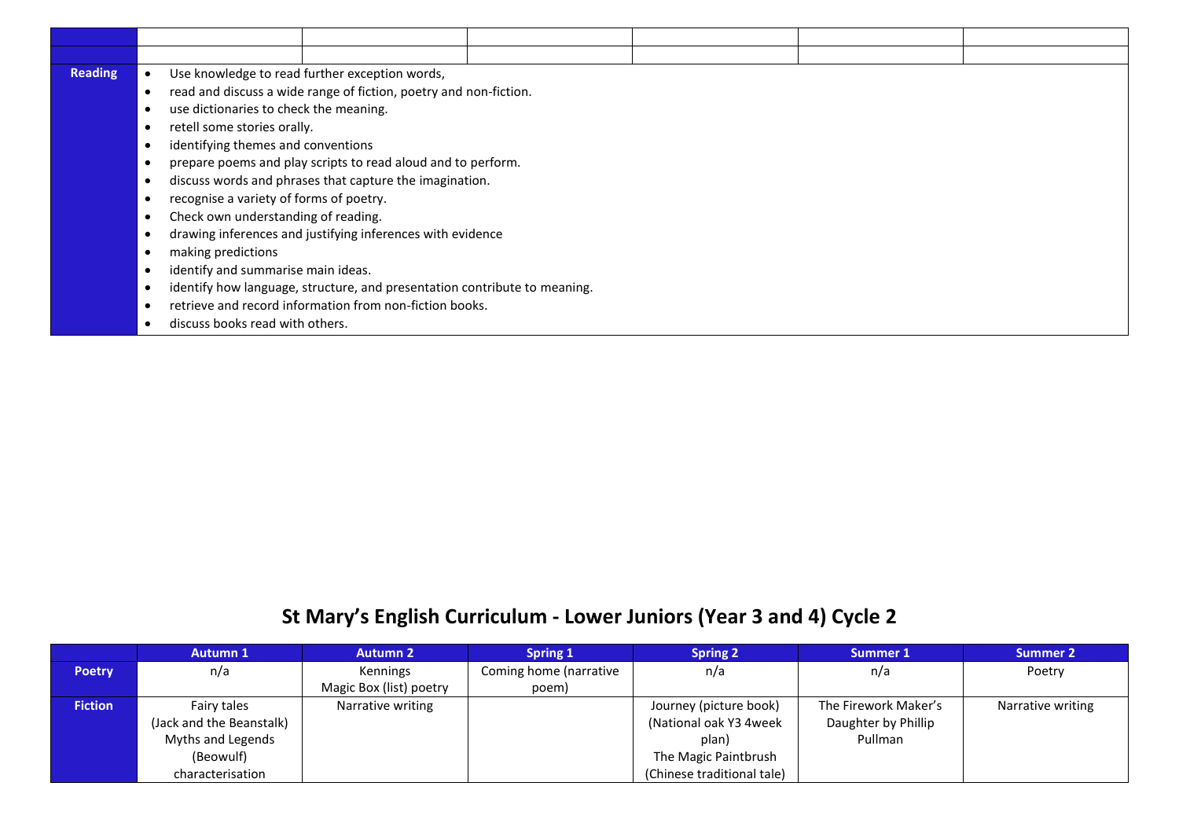| | | | | | | |
|---|---|---|---|---|---|---|
| | | | | | | |
| | | | | | | |
| **Reading** | <ul><li>Use knowledge to read further exception words,</li><li>read and discuss a wide range of fiction, poetry and non-fiction.</li><li>use dictionaries to check the meaning.</li><li>retell some stories orally.</li><li>identifying themes and conventions</li><li>prepare poems and play scripts to read aloud and to perform.</li><li>discuss words and phrases that capture the imagination.</li><li>recognise a variety of forms of poetry.</li><li>Check own understanding of reading.</li><li>drawing inferences and justifying inferences with evidence</li><li>making predictions</li><li>identify and summarise main ideas.</li><li>identify how language, structure, and presentation contribute to meaning.</li><li>retrieve and record information from non-fiction books.</li><li>discuss books read with others.</li></ul> | | | | | |

# St Mary's English Curriculum - Lower Juniors (Year 3 and 4) Cycle 2

| | Autumn 1 | Autumn 2 | Spring 1 | Spring 2 | Summer 1 | Summer 2 |
|---|---|---|---|---|---|---|
| **Poetry** | n/a | Kennings<br>Magic Box (list) poetry | Coming home (narrative poem) | n/a | n/a | Poetry |
| **Fiction** | Fairy tales<br>(Jack and the Beanstalk)<br>Myths and Legends<br>(Beowulf)<br>characterisation | Narrative writing | | Journey (picture book)<br>(National oak Y3 4week plan)<br>The Magic Paintbrush<br>(Chinese traditional tale) | The Firework Maker's Daughter by Phillip Pullman | Narrative writing |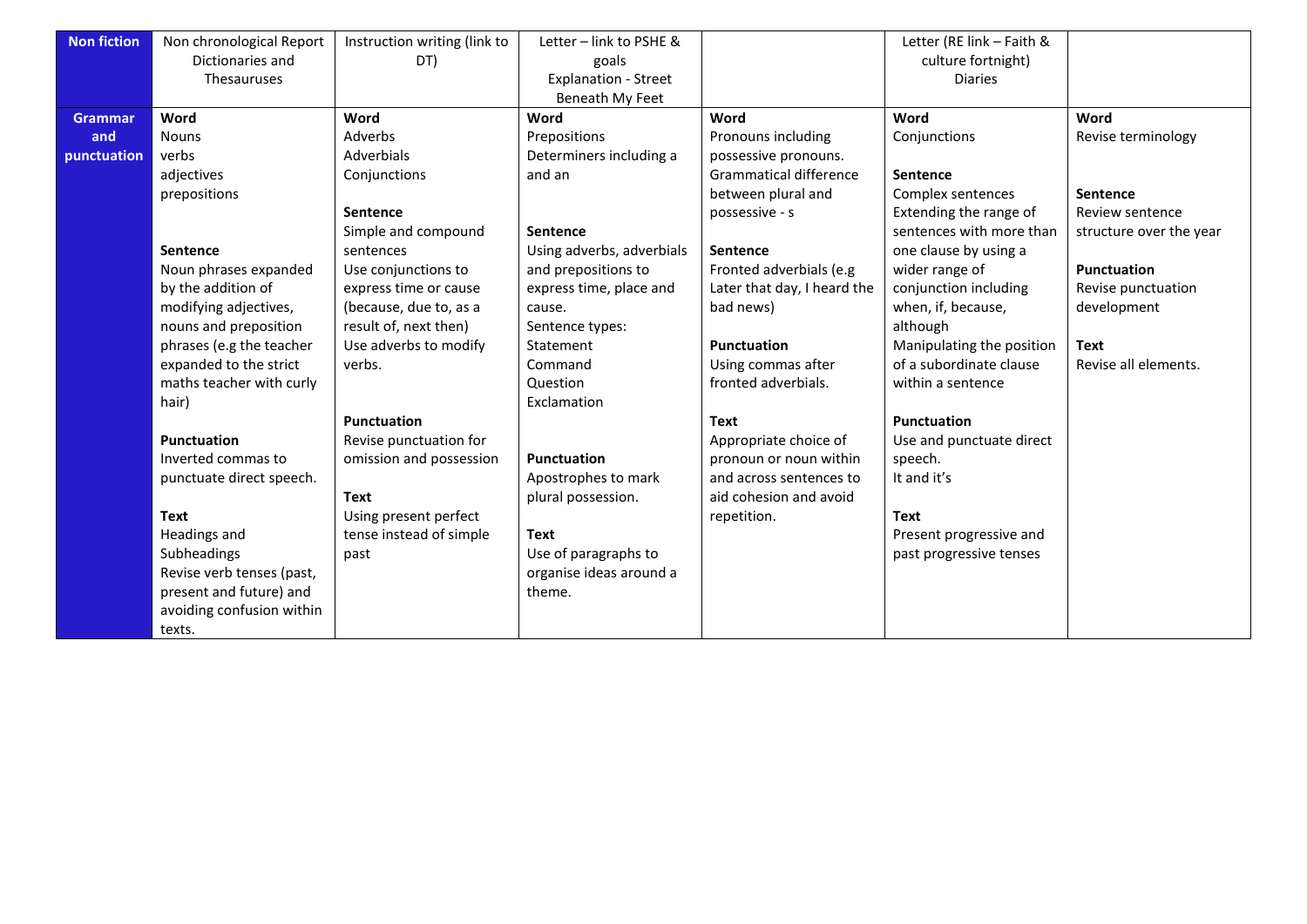| Non fiction | Non chronological Report<br>Dictionaries and Thesauruses | Instruction writing (link to DT) | Letter – link to PSHE & goals<br>Explanation - Street Beneath My Feet | | Letter (RE link – Faith & culture fortnight)<br>Diaries | |
|---|---|---|---|---|---|---|
| **Grammar and punctuation** | **Word**<br>Nouns<br>verbs<br>adjectives<br>prepositions<br><br>**Sentence**<br>Noun phrases expanded by the addition of modifying adjectives, nouns and preposition phrases (e.g the teacher expanded to the strict maths teacher with curly hair)<br><br>**Punctuation**<br>Inverted commas to punctuate direct speech.<br><br>**Text**<br>Headings and Subheadings<br>Revise verb tenses (past, present and future) and avoiding confusion within texts. | **Word**<br>Adverbs<br>Adverbials<br>Conjunctions<br><br>**Sentence**<br>Simple and compound sentences<br>Use conjunctions to express time or cause (because, due to, as a result of, next then)<br>Use adverbs to modify verbs.<br><br>**Punctuation**<br>Revise punctuation for omission and possession<br><br>**Text**<br>Using present perfect tense instead of simple past | **Word**<br>Prepositions<br>Determiners including a and an<br><br>**Sentence**<br>Using adverbs, adverbials and prepositions to express time, place and cause.<br>Sentence types:<br>Statement<br>Command<br>Question<br>Exclamation<br><br>**Punctuation**<br>Apostrophes to mark plural possession.<br><br>**Text**<br>Use of paragraphs to organise ideas around a theme. | **Word**<br>Pronouns including possessive pronouns.<br>Grammatical difference between plural and possessive - s<br><br>**Sentence**<br>Fronted adverbials (e.g Later that day, I heard the bad news)<br><br>**Punctuation**<br>Using commas after fronted adverbials.<br><br>**Text**<br>Appropriate choice of pronoun or noun within and across sentences to aid cohesion and avoid repetition. | **Word**<br>Conjunctions<br><br>**Sentence**<br>Complex sentences<br>Extending the range of sentences with more than one clause by using a wider range of conjunction including when, if, because, although<br>Manipulating the position of a subordinate clause within a sentence<br><br>**Punctuation**<br>Use and punctuate direct speech.<br>It and it's<br><br>**Text**<br>Present progressive and past progressive tenses | **Word**<br>Revise terminology<br><br>**Sentence**<br>Review sentence structure over the year<br><br>**Punctuation**<br>Revise punctuation development<br><br>**Text**<br>Revise all elements. |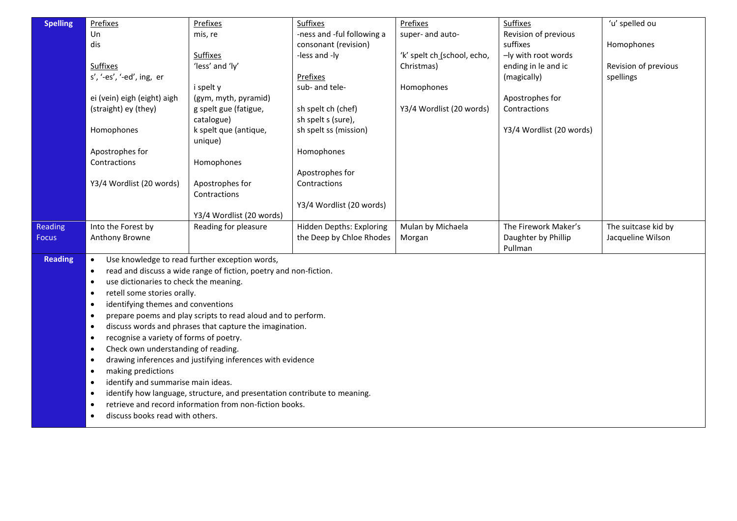| | | | | | | |
|---|---|---|---|---|---|---|
| **Spelling** | Prefixes<br>Un<br>dis<br><br>Suffixes<br>s', '-es', '-ed', ing, er<br><br>ei (vein) eigh (eight) aigh (straight) ey (they)<br><br>Homophones<br><br>Apostrophes for Contractions<br><br>Y3/4 Wordlist (20 words) | Prefixes<br>mis, re<br><br>Suffixes<br>'less' and 'ly'<br><br>i spelt y (gym, myth, pyramid)<br>g spelt gue (fatigue, catalogue)<br>k spelt que (antique, unique)<br><br>Homophones<br><br>Apostrophes for Contractions<br><br>Y3/4 Wordlist (20 words) | Suffixes<br>-ness and -ful following a consonant (revision)<br>-less and -ly<br><br>Prefixes<br>sub- and tele-<br><br>sh spelt ch (chef)<br>sh spelt s (sure),<br>sh spelt ss (mission)<br><br>Homophones<br><br>Apostrophes for Contractions<br><br>Y3/4 Wordlist (20 words) | Prefixes<br>super- and auto-<br><br>'k' spelt ch (school, echo, Christmas)<br><br>Homophones<br><br>Y3/4 Wordlist (20 words) | Suffixes<br>Revision of previous suffixes<br>–ly with root words ending in le and ic (magically)<br><br>Apostrophes for Contractions<br><br>Y3/4 Wordlist (20 words) | 'u' spelled ou<br><br>Homophones<br><br>Revision of previous spellings |
| Reading Focus | Into the Forest by Anthony Browne | Reading for pleasure | Hidden Depths: Exploring the Deep by Chloe Rhodes | Mulan by Michaela Morgan | The Firework Maker's Daughter by Phillip Pullman | The suitcase kid by Jacqueline Wilson |
| **Reading** | • Use knowledge to read further exception words,<br>• read and discuss a wide range of fiction, poetry and non-fiction.<br>• use dictionaries to check the meaning.<br>• retell some stories orally.<br>• identifying themes and conventions<br>• prepare poems and play scripts to read aloud and to perform.<br>• discuss words and phrases that capture the imagination.<br>• recognise a variety of forms of poetry.<br>• Check own understanding of reading.<br>• drawing inferences and justifying inferences with evidence<br>• making predictions<br>• identify and summarise main ideas.<br>• identify how language, structure, and presentation contribute to meaning.<br>• retrieve and record information from non-fiction books.<br>• discuss books read with others. | | | | | |